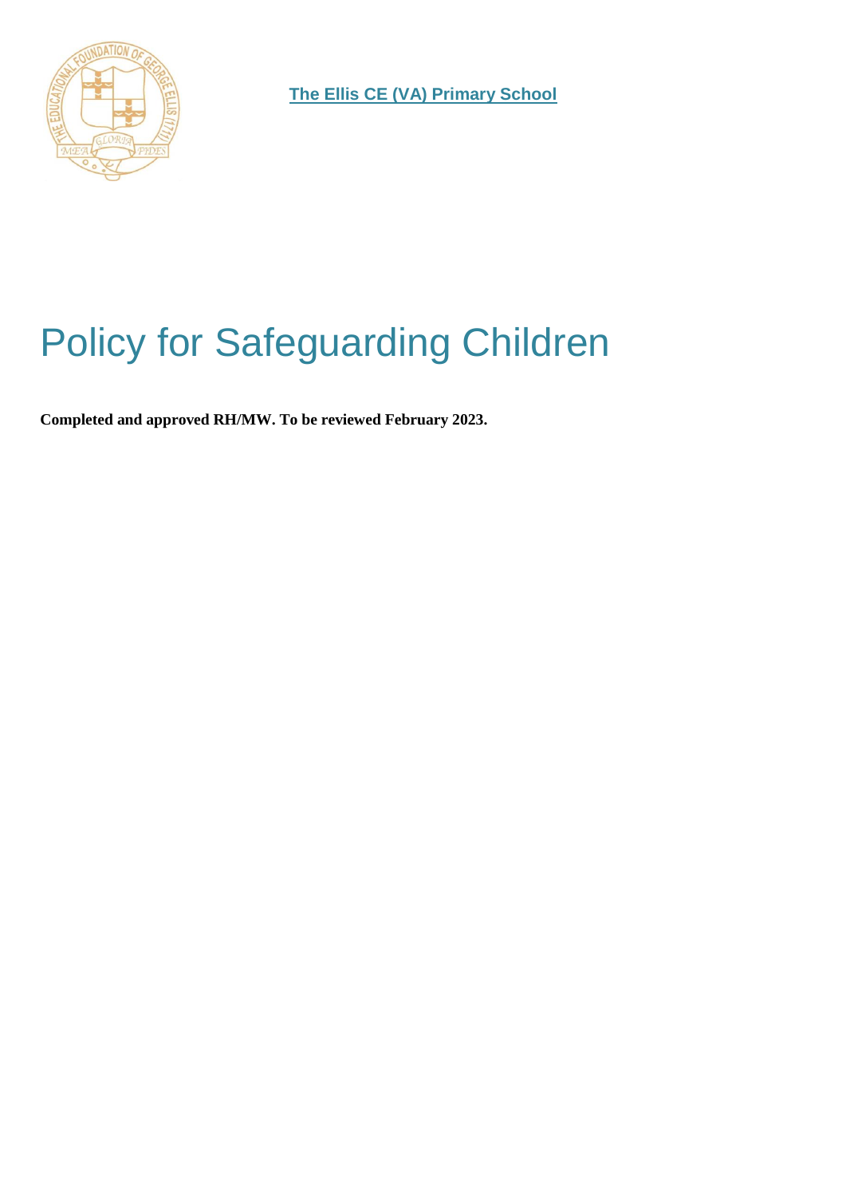**The Ellis CE (VA) Primary School**

# Policy for Safeguarding Children

**Completed and approved RH/MW. To be reviewed February 2023.**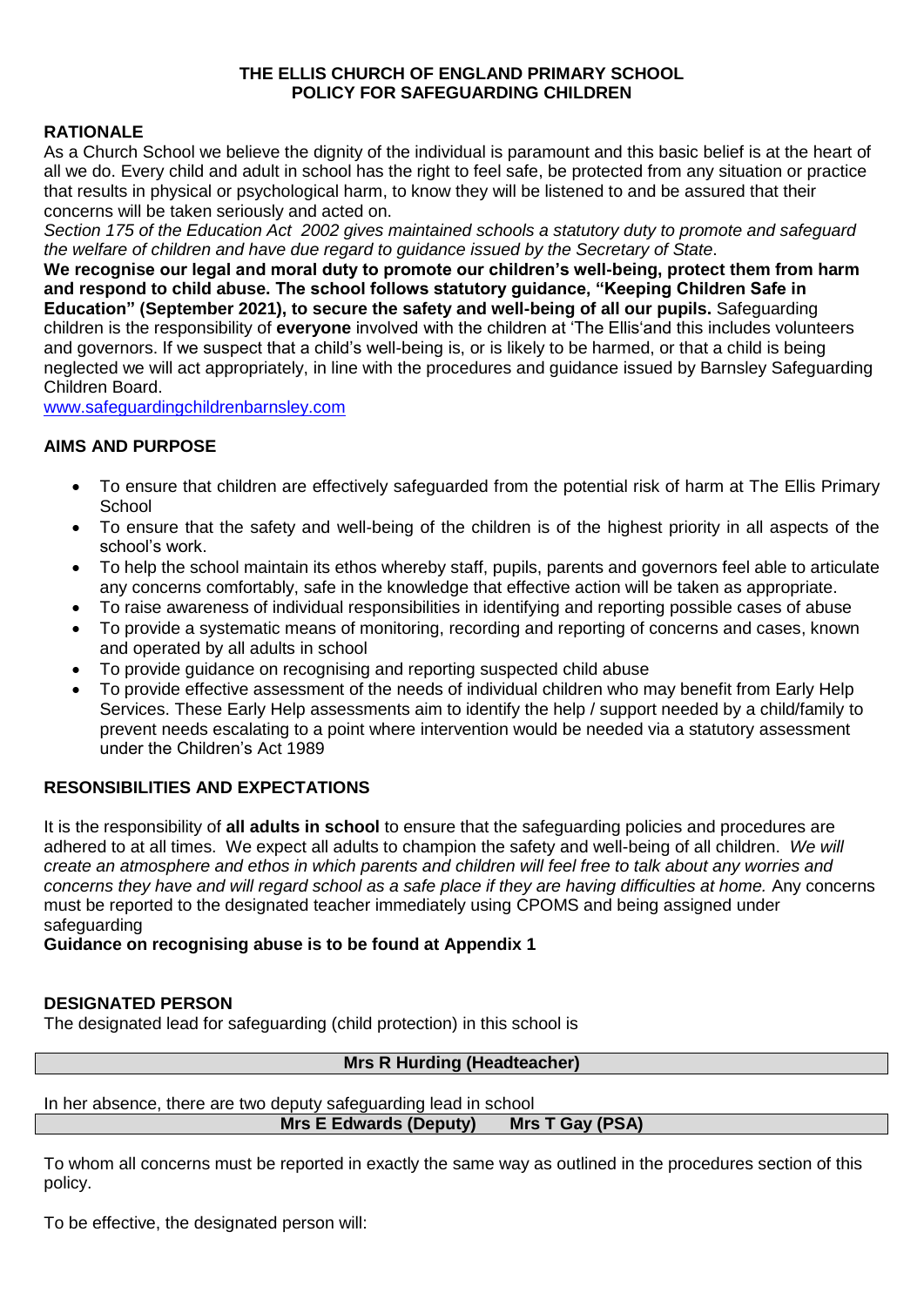**THE ELLIS CHURCH OF ENGLAND PRIMARY SCHOOL**
**POLICY FOR SAFEGUARDING CHILDREN**

## RATIONALE

As a Church School we believe the dignity of the individual is paramount and this basic belief is at the heart of all we do. Every child and adult in school has the right to feel safe, be protected from any situation or practice that results in physical or psychological harm, to know they will be listened to and be assured that their concerns will be taken seriously and acted on.

*Section 175 of the Education Act 2002 gives maintained schools a statutory duty to promote and safeguard the welfare of children and have due regard to guidance issued by the Secretary of State.*

**We recognise our legal and moral duty to promote our children's well-being, protect them from harm and respond to child abuse. The school follows statutory guidance, "Keeping Children Safe in Education" (September 2021), to secure the safety and well-being of all our pupils.** Safeguarding children is the responsibility of **everyone** involved with the children at 'The Ellis'and this includes volunteers and governors. If we suspect that a child's well-being is, or is likely to be harmed, or that a child is being neglected we will act appropriately, in line with the procedures and guidance issued by Barnsley Safeguarding Children Board.

www.safeguardingchildrenbarnsley.com

## AIMS AND PURPOSE

- To ensure that children are effectively safeguarded from the potential risk of harm at The Ellis Primary School
- To ensure that the safety and well-being of the children is of the highest priority in all aspects of the school's work.
- To help the school maintain its ethos whereby staff, pupils, parents and governors feel able to articulate any concerns comfortably, safe in the knowledge that effective action will be taken as appropriate.
- To raise awareness of individual responsibilities in identifying and reporting possible cases of abuse
- To provide a systematic means of monitoring, recording and reporting of concerns and cases, known and operated by all adults in school
- To provide guidance on recognising and reporting suspected child abuse
- To provide effective assessment of the needs of individual children who may benefit from Early Help Services. These Early Help assessments aim to identify the help / support needed by a child/family to prevent needs escalating to a point where intervention would be needed via a statutory assessment under the Children's Act 1989

## RESONSIBILITIES AND EXPECTATIONS

It is the responsibility of **all adults in school** to ensure that the safeguarding policies and procedures are adhered to at all times. We expect all adults to champion the safety and well-being of all children. *We will create an atmosphere and ethos in which parents and children will feel free to talk about any worries and concerns they have and will regard school as a safe place if they are having difficulties at home.* Any concerns must be reported to the designated teacher immediately using CPOMS and being assigned under safeguarding

**Guidance on recognising abuse is to be found at Appendix 1**

## DESIGNATED PERSON

The designated lead for safeguarding (child protection) in this school is

**Mrs R Hurding (Headteacher)**

In her absence, there are two deputy safeguarding lead in school

**Mrs E Edwards (Deputy) Mrs T Gay (PSA)**

To whom all concerns must be reported in exactly the same way as outlined in the procedures section of this policy.

To be effective, the designated person will: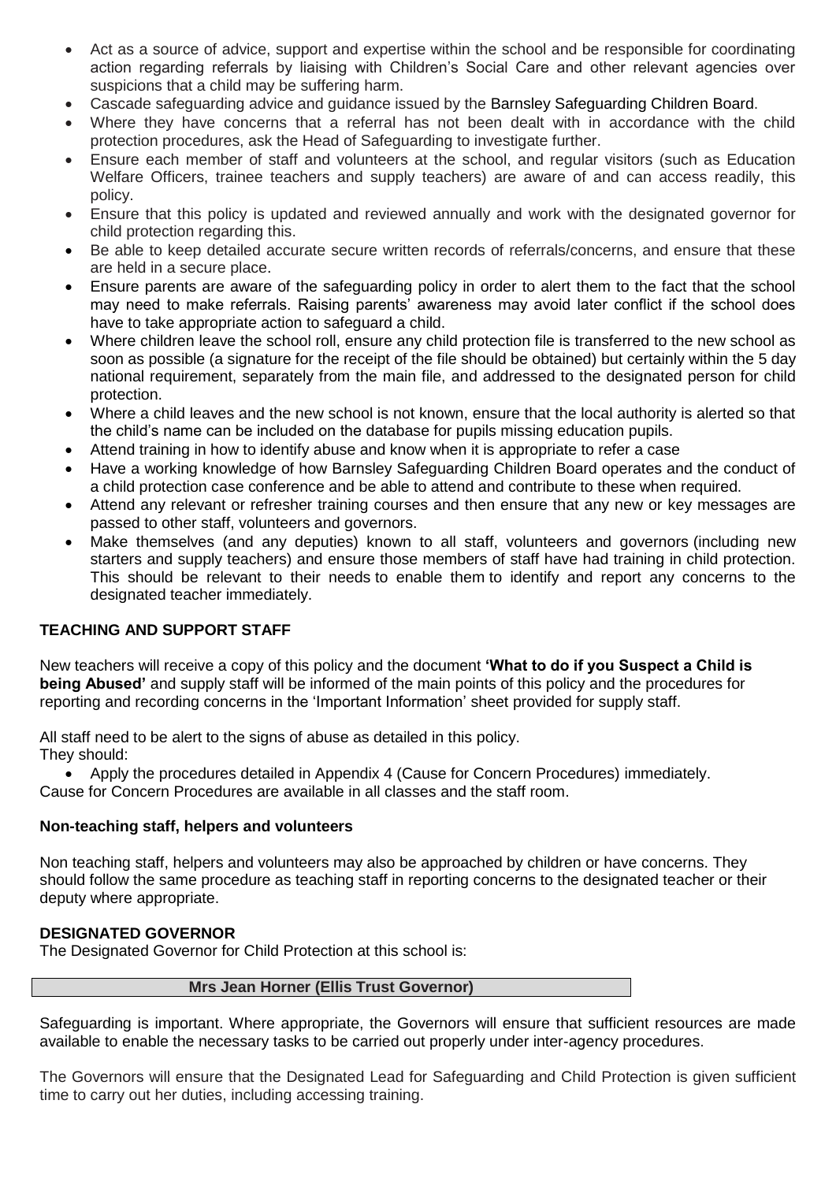- Act as a source of advice, support and expertise within the school and be responsible for coordinating action regarding referrals by liaising with Children's Social Care and other relevant agencies over suspicions that a child may be suffering harm.
- Cascade safeguarding advice and guidance issued by the Barnsley Safeguarding Children Board.
- Where they have concerns that a referral has not been dealt with in accordance with the child protection procedures, ask the Head of Safeguarding to investigate further.
- Ensure each member of staff and volunteers at the school, and regular visitors (such as Education Welfare Officers, trainee teachers and supply teachers) are aware of and can access readily, this policy.
- Ensure that this policy is updated and reviewed annually and work with the designated governor for child protection regarding this.
- Be able to keep detailed accurate secure written records of referrals/concerns, and ensure that these are held in a secure place.
- Ensure parents are aware of the safeguarding policy in order to alert them to the fact that the school may need to make referrals. Raising parents' awareness may avoid later conflict if the school does have to take appropriate action to safeguard a child.
- Where children leave the school roll, ensure any child protection file is transferred to the new school as soon as possible (a signature for the receipt of the file should be obtained) but certainly within the 5 day national requirement, separately from the main file, and addressed to the designated person for child protection.
- Where a child leaves and the new school is not known, ensure that the local authority is alerted so that the child's name can be included on the database for pupils missing education pupils.
- Attend training in how to identify abuse and know when it is appropriate to refer a case
- Have a working knowledge of how Barnsley Safeguarding Children Board operates and the conduct of a child protection case conference and be able to attend and contribute to these when required.
- Attend any relevant or refresher training courses and then ensure that any new or key messages are passed to other staff, volunteers and governors.
- Make themselves (and any deputies) known to all staff, volunteers and governors (including new starters and supply teachers) and ensure those members of staff have had training in child protection. This should be relevant to their needs to enable them to identify and report any concerns to the designated teacher immediately.

## TEACHING AND SUPPORT STAFF

New teachers will receive a copy of this policy and the document **'What to do if you Suspect a Child is being Abused'** and supply staff will be informed of the main points of this policy and the procedures for reporting and recording concerns in the 'Important Information' sheet provided for supply staff.

All staff need to be alert to the signs of abuse as detailed in this policy.
They should:

- Apply the procedures detailed in Appendix 4 (Cause for Concern Procedures) immediately.

Cause for Concern Procedures are available in all classes and the staff room.

### Non-teaching staff, helpers and volunteers

Non teaching staff, helpers and volunteers may also be approached by children or have concerns. They should follow the same procedure as teaching staff in reporting concerns to the designated teacher or their deputy where appropriate.

## DESIGNATED GOVERNOR

The Designated Governor for Child Protection at this school is:

**Mrs Jean Horner (Ellis Trust Governor)**

Safeguarding is important. Where appropriate, the Governors will ensure that sufficient resources are made available to enable the necessary tasks to be carried out properly under inter-agency procedures.

The Governors will ensure that the Designated Lead for Safeguarding and Child Protection is given sufficient time to carry out her duties, including accessing training.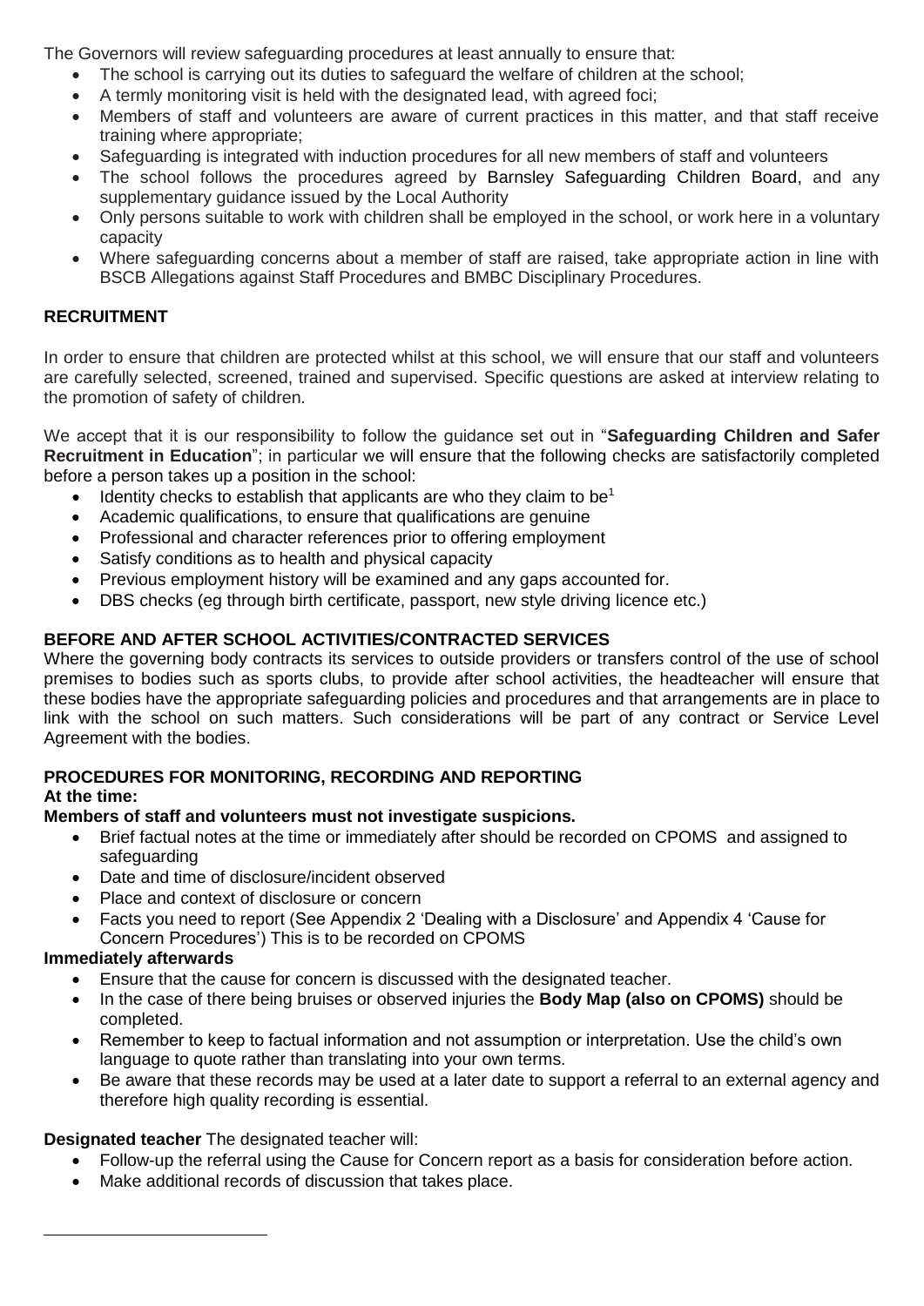The Governors will review safeguarding procedures at least annually to ensure that:

- The school is carrying out its duties to safeguard the welfare of children at the school;
- A termly monitoring visit is held with the designated lead, with agreed foci;
- Members of staff and volunteers are aware of current practices in this matter, and that staff receive training where appropriate;
- Safeguarding is integrated with induction procedures for all new members of staff and volunteers
- The school follows the procedures agreed by Barnsley Safeguarding Children Board, and any supplementary guidance issued by the Local Authority
- Only persons suitable to work with children shall be employed in the school, or work here in a voluntary capacity
- Where safeguarding concerns about a member of staff are raised, take appropriate action in line with BSCB Allegations against Staff Procedures and BMBC Disciplinary Procedures.

## RECRUITMENT

In order to ensure that children are protected whilst at this school, we will ensure that our staff and volunteers are carefully selected, screened, trained and supervised. Specific questions are asked at interview relating to the promotion of safety of children.

We accept that it is our responsibility to follow the guidance set out in "**Safeguarding Children and Safer Recruitment in Education**"; in particular we will ensure that the following checks are satisfactorily completed before a person takes up a position in the school:

- Identity checks to establish that applicants are who they claim to be[1]
- Academic qualifications, to ensure that qualifications are genuine
- Professional and character references prior to offering employment
- Satisfy conditions as to health and physical capacity
- Previous employment history will be examined and any gaps accounted for.
- DBS checks (eg through birth certificate, passport, new style driving licence etc.)

## BEFORE AND AFTER SCHOOL ACTIVITIES/CONTRACTED SERVICES

Where the governing body contracts its services to outside providers or transfers control of the use of school premises to bodies such as sports clubs, to provide after school activities, the headteacher will ensure that these bodies have the appropriate safeguarding policies and procedures and that arrangements are in place to link with the school on such matters. Such considerations will be part of any contract or Service Level Agreement with the bodies.

## PROCEDURES FOR MONITORING, RECORDING AND REPORTING

**At the time:**

**Members of staff and volunteers must not investigate suspicions.**

- Brief factual notes at the time or immediately after should be recorded on CPOMS and assigned to safeguarding
- Date and time of disclosure/incident observed
- Place and context of disclosure or concern
- Facts you need to report (See Appendix 2 'Dealing with a Disclosure' and Appendix 4 'Cause for Concern Procedures') This is to be recorded on CPOMS

**Immediately afterwards**

- Ensure that the cause for concern is discussed with the designated teacher.
- In the case of there being bruises or observed injuries the **Body Map (also on CPOMS)** should be completed.
- Remember to keep to factual information and not assumption or interpretation. Use the child's own language to quote rather than translating into your own terms.
- Be aware that these records may be used at a later date to support a referral to an external agency and therefore high quality recording is essential.

**Designated teacher** The designated teacher will:

- Follow-up the referral using the Cause for Concern report as a basis for consideration before action.
- Make additional records of discussion that takes place.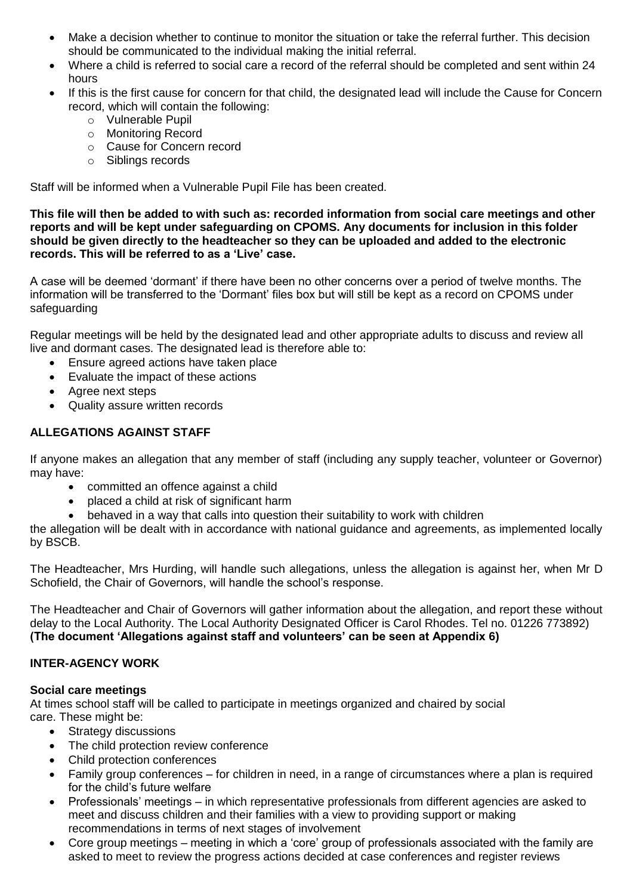- Make a decision whether to continue to monitor the situation or take the referral further. This decision should be communicated to the individual making the initial referral.
- Where a child is referred to social care a record of the referral should be completed and sent within 24 hours
- If this is the first cause for concern for that child, the designated lead will include the Cause for Concern record, which will contain the following:
  - Vulnerable Pupil
  - Monitoring Record
  - Cause for Concern record
  - Siblings records

Staff will be informed when a Vulnerable Pupil File has been created.

**This file will then be added to with such as: recorded information from social care meetings and other reports and will be kept under safeguarding on CPOMS. Any documents for inclusion in this folder should be given directly to the headteacher so they can be uploaded and added to the electronic records. This will be referred to as a 'Live' case.**

A case will be deemed 'dormant' if there have been no other concerns over a period of twelve months. The information will be transferred to the 'Dormant' files box but will still be kept as a record on CPOMS under safeguarding

Regular meetings will be held by the designated lead and other appropriate adults to discuss and review all live and dormant cases. The designated lead is therefore able to:

- Ensure agreed actions have taken place
- Evaluate the impact of these actions
- Agree next steps
- Quality assure written records

## ALLEGATIONS AGAINST STAFF

If anyone makes an allegation that any member of staff (including any supply teacher, volunteer or Governor) may have:

- committed an offence against a child
- placed a child at risk of significant harm
- behaved in a way that calls into question their suitability to work with children

the allegation will be dealt with in accordance with national guidance and agreements, as implemented locally by BSCB.

The Headteacher, Mrs Hurding, will handle such allegations, unless the allegation is against her, when Mr D Schofield, the Chair of Governors, will handle the school's response.

The Headteacher and Chair of Governors will gather information about the allegation, and report these without delay to the Local Authority. The Local Authority Designated Officer is Carol Rhodes. Tel no. 01226 773892)
**(The document 'Allegations against staff and volunteers' can be seen at Appendix 6)**

## INTER-AGENCY WORK

### Social care meetings

At times school staff will be called to participate in meetings organized and chaired by social care. These might be:

- Strategy discussions
- The child protection review conference
- Child protection conferences
- Family group conferences – for children in need, in a range of circumstances where a plan is required for the child's future welfare
- Professionals' meetings – in which representative professionals from different agencies are asked to meet and discuss children and their families with a view to providing support or making recommendations in terms of next stages of involvement
- Core group meetings – meeting in which a 'core' group of professionals associated with the family are asked to meet to review the progress actions decided at case conferences and register reviews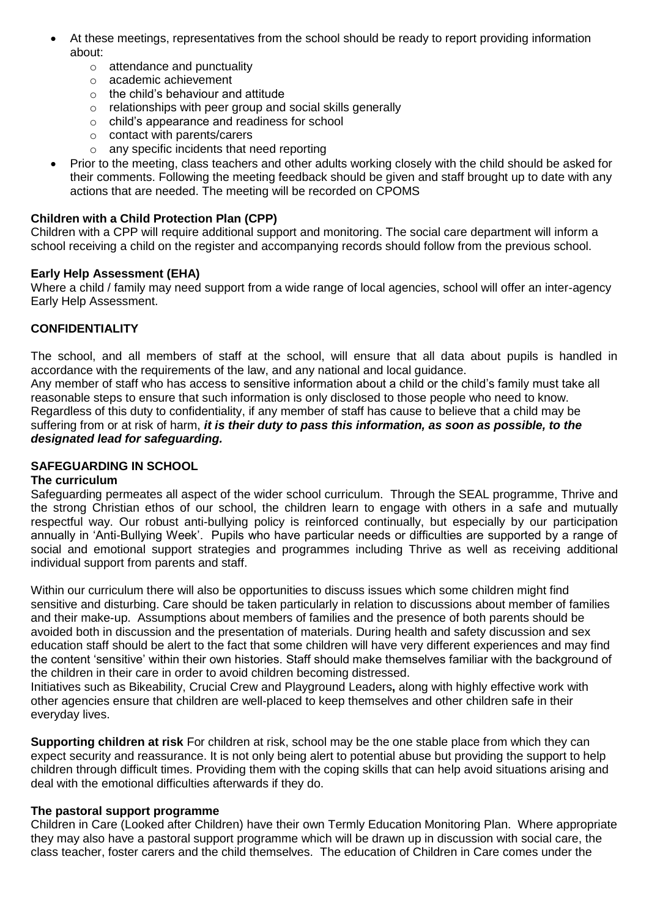- At these meetings, representatives from the school should be ready to report providing information about:
  - attendance and punctuality
  - academic achievement
  - the child's behaviour and attitude
  - relationships with peer group and social skills generally
  - child's appearance and readiness for school
  - contact with parents/carers
  - any specific incidents that need reporting
- Prior to the meeting, class teachers and other adults working closely with the child should be asked for their comments. Following the meeting feedback should be given and staff brought up to date with any actions that are needed. The meeting will be recorded on CPOMS

**Children with a Child Protection Plan (CPP)**

Children with a CPP will require additional support and monitoring. The social care department will inform a school receiving a child on the register and accompanying records should follow from the previous school.

**Early Help Assessment (EHA)**

Where a child / family may need support from a wide range of local agencies, school will offer an inter-agency Early Help Assessment.

**CONFIDENTIALITY**

The school, and all members of staff at the school, will ensure that all data about pupils is handled in accordance with the requirements of the law, and any national and local guidance.

Any member of staff who has access to sensitive information about a child or the child's family must take all reasonable steps to ensure that such information is only disclosed to those people who need to know.

Regardless of this duty to confidentiality, if any member of staff has cause to believe that a child may be suffering from or at risk of harm, ***it is their duty to pass this information, as soon as possible, to the designated lead for safeguarding.***

**SAFEGUARDING IN SCHOOL**

**The curriculum**

Safeguarding permeates all aspect of the wider school curriculum. Through the SEAL programme, Thrive and the strong Christian ethos of our school, the children learn to engage with others in a safe and mutually respectful way. Our robust anti-bullying policy is reinforced continually, but especially by our participation annually in 'Anti-Bullying Week'. Pupils who have particular needs or difficulties are supported by a range of social and emotional support strategies and programmes including Thrive as well as receiving additional individual support from parents and staff.

Within our curriculum there will also be opportunities to discuss issues which some children might find sensitive and disturbing. Care should be taken particularly in relation to discussions about member of families and their make-up. Assumptions about members of families and the presence of both parents should be avoided both in discussion and the presentation of materials. During health and safety discussion and sex education staff should be alert to the fact that some children will have very different experiences and may find the content 'sensitive' within their own histories. Staff should make themselves familiar with the background of the children in their care in order to avoid children becoming distressed.

Initiatives such as Bikeability, Crucial Crew and Playground Leaders**,** along with highly effective work with other agencies ensure that children are well-placed to keep themselves and other children safe in their everyday lives.

**Supporting children at risk** For children at risk, school may be the one stable place from which they can expect security and reassurance. It is not only being alert to potential abuse but providing the support to help children through difficult times. Providing them with the coping skills that can help avoid situations arising and deal with the emotional difficulties afterwards if they do.

**The pastoral support programme**

Children in Care (Looked after Children) have their own Termly Education Monitoring Plan. Where appropriate they may also have a pastoral support programme which will be drawn up in discussion with social care, the class teacher, foster carers and the child themselves. The education of Children in Care comes under the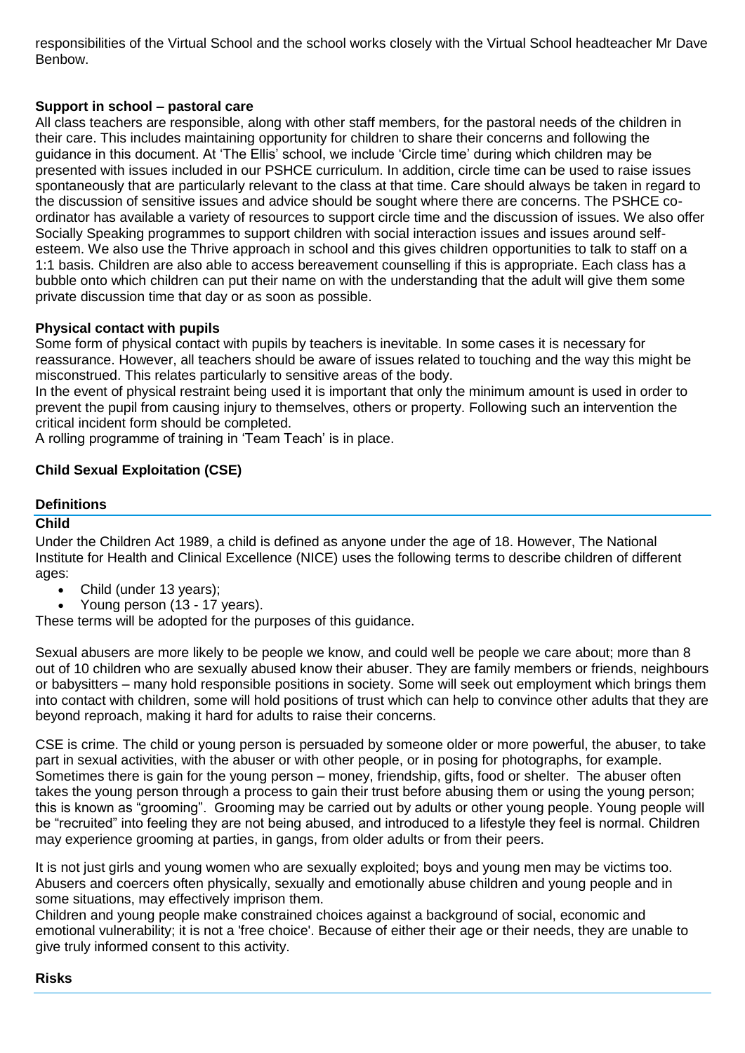responsibilities of the Virtual School and the school works closely with the Virtual School headteacher Mr Dave Benbow.

**Support in school – pastoral care**

All class teachers are responsible, along with other staff members, for the pastoral needs of the children in their care. This includes maintaining opportunity for children to share their concerns and following the guidance in this document. At 'The Ellis' school, we include 'Circle time' during which children may be presented with issues included in our PSHCE curriculum. In addition, circle time can be used to raise issues spontaneously that are particularly relevant to the class at that time. Care should always be taken in regard to the discussion of sensitive issues and advice should be sought where there are concerns. The PSHCE co-ordinator has available a variety of resources to support circle time and the discussion of issues. We also offer Socially Speaking programmes to support children with social interaction issues and issues around self-esteem. We also use the Thrive approach in school and this gives children opportunities to talk to staff on a 1:1 basis. Children are also able to access bereavement counselling if this is appropriate. Each class has a bubble onto which children can put their name on with the understanding that the adult will give them some private discussion time that day or as soon as possible.

**Physical contact with pupils**

Some form of physical contact with pupils by teachers is inevitable. In some cases it is necessary for reassurance. However, all teachers should be aware of issues related to touching and the way this might be misconstrued. This relates particularly to sensitive areas of the body.

In the event of physical restraint being used it is important that only the minimum amount is used in order to prevent the pupil from causing injury to themselves, others or property. Following such an intervention the critical incident form should be completed.

A rolling programme of training in 'Team Teach' is in place.

## Child Sexual Exploitation (CSE)

### Definitions

**Child**

Under the Children Act 1989, a child is defined as anyone under the age of 18. However, The National Institute for Health and Clinical Excellence (NICE) uses the following terms to describe children of different ages:

- Child (under 13 years);
- Young person (13 - 17 years).

These terms will be adopted for the purposes of this guidance.

Sexual abusers are more likely to be people we know, and could well be people we care about; more than 8 out of 10 children who are sexually abused know their abuser. They are family members or friends, neighbours or babysitters – many hold responsible positions in society. Some will seek out employment which brings them into contact with children, some will hold positions of trust which can help to convince other adults that they are beyond reproach, making it hard for adults to raise their concerns.

CSE is crime. The child or young person is persuaded by someone older or more powerful, the abuser, to take part in sexual activities, with the abuser or with other people, or in posing for photographs, for example. Sometimes there is gain for the young person – money, friendship, gifts, food or shelter. The abuser often takes the young person through a process to gain their trust before abusing them or using the young person; this is known as "grooming". Grooming may be carried out by adults or other young people. Young people will be "recruited" into feeling they are not being abused, and introduced to a lifestyle they feel is normal. Children may experience grooming at parties, in gangs, from older adults or from their peers.

It is not just girls and young women who are sexually exploited; boys and young men may be victims too. Abusers and coercers often physically, sexually and emotionally abuse children and young people and in some situations, may effectively imprison them.

Children and young people make constrained choices against a background of social, economic and emotional vulnerability; it is not a 'free choice'. Because of either their age or their needs, they are unable to give truly informed consent to this activity.

### Risks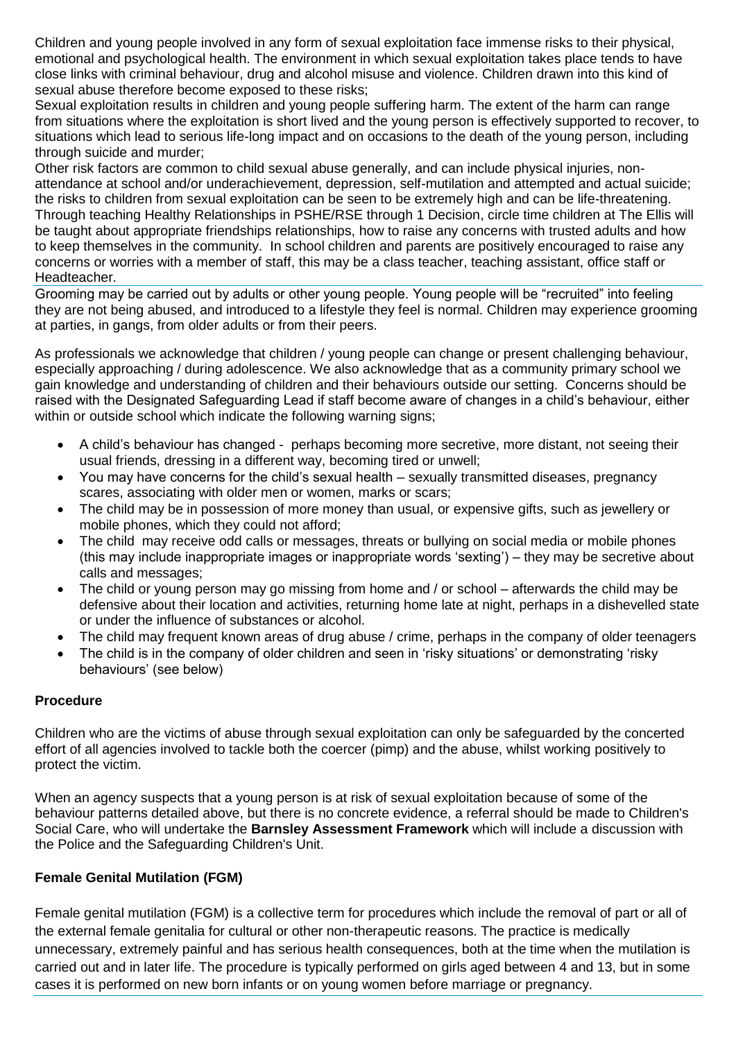Children and young people involved in any form of sexual exploitation face immense risks to their physical, emotional and psychological health. The environment in which sexual exploitation takes place tends to have close links with criminal behaviour, drug and alcohol misuse and violence. Children drawn into this kind of sexual abuse therefore become exposed to these risks;

Sexual exploitation results in children and young people suffering harm. The extent of the harm can range from situations where the exploitation is short lived and the young person is effectively supported to recover, to situations which lead to serious life-long impact and on occasions to the death of the young person, including through suicide and murder;

Other risk factors are common to child sexual abuse generally, and can include physical injuries, non-attendance at school and/or underachievement, depression, self-mutilation and attempted and actual suicide; the risks to children from sexual exploitation can be seen to be extremely high and can be life-threatening.

Through teaching Healthy Relationships in PSHE/RSE through 1 Decision, circle time children at The Ellis will be taught about appropriate friendships relationships, how to raise any concerns with trusted adults and how to keep themselves in the community. In school children and parents are positively encouraged to raise any concerns or worries with a member of staff, this may be a class teacher, teaching assistant, office staff or Headteacher.

Grooming may be carried out by adults or other young people. Young people will be "recruited" into feeling they are not being abused, and introduced to a lifestyle they feel is normal. Children may experience grooming at parties, in gangs, from older adults or from their peers.

As professionals we acknowledge that children / young people can change or present challenging behaviour, especially approaching / during adolescence. We also acknowledge that as a community primary school we gain knowledge and understanding of children and their behaviours outside our setting. Concerns should be raised with the Designated Safeguarding Lead if staff become aware of changes in a child's behaviour, either within or outside school which indicate the following warning signs;

- A child's behaviour has changed - perhaps becoming more secretive, more distant, not seeing their usual friends, dressing in a different way, becoming tired or unwell;
- You may have concerns for the child's sexual health – sexually transmitted diseases, pregnancy scares, associating with older men or women, marks or scars;
- The child may be in possession of more money than usual, or expensive gifts, such as jewellery or mobile phones, which they could not afford;
- The child may receive odd calls or messages, threats or bullying on social media or mobile phones (this may include inappropriate images or inappropriate words 'sexting') – they may be secretive about calls and messages;
- The child or young person may go missing from home and / or school – afterwards the child may be defensive about their location and activities, returning home late at night, perhaps in a dishevelled state or under the influence of substances or alcohol.
- The child may frequent known areas of drug abuse / crime, perhaps in the company of older teenagers
- The child is in the company of older children and seen in 'risky situations' or demonstrating 'risky behaviours' (see below)

**Procedure**

Children who are the victims of abuse through sexual exploitation can only be safeguarded by the concerted effort of all agencies involved to tackle both the coercer (pimp) and the abuse, whilst working positively to protect the victim.

When an agency suspects that a young person is at risk of sexual exploitation because of some of the behaviour patterns detailed above, but there is no concrete evidence, a referral should be made to Children's Social Care, who will undertake the **Barnsley Assessment Framework** which will include a discussion with the Police and the Safeguarding Children's Unit.

**Female Genital Mutilation (FGM)**

Female genital mutilation (FGM) is a collective term for procedures which include the removal of part or all of the external female genitalia for cultural or other non-therapeutic reasons. The practice is medically unnecessary, extremely painful and has serious health consequences, both at the time when the mutilation is carried out and in later life. The procedure is typically performed on girls aged between 4 and 13, but in some cases it is performed on new born infants or on young women before marriage or pregnancy.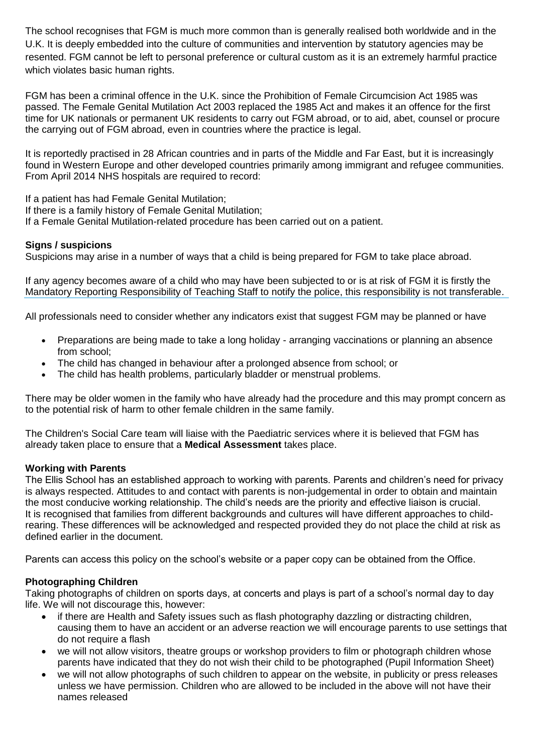The school recognises that FGM is much more common than is generally realised both worldwide and in the U.K. It is deeply embedded into the culture of communities and intervention by statutory agencies may be resented. FGM cannot be left to personal preference or cultural custom as it is an extremely harmful practice which violates basic human rights.

FGM has been a criminal offence in the U.K. since the Prohibition of Female Circumcision Act 1985 was passed. The Female Genital Mutilation Act 2003 replaced the 1985 Act and makes it an offence for the first time for UK nationals or permanent UK residents to carry out FGM abroad, or to aid, abet, counsel or procure the carrying out of FGM abroad, even in countries where the practice is legal.

It is reportedly practised in 28 African countries and in parts of the Middle and Far East, but it is increasingly found in Western Europe and other developed countries primarily among immigrant and refugee communities. From April 2014 NHS hospitals are required to record:

If a patient has had Female Genital Mutilation;
If there is a family history of Female Genital Mutilation;
If a Female Genital Mutilation-related procedure has been carried out on a patient.

**Signs / suspicions**
Suspicions may arise in a number of ways that a child is being prepared for FGM to take place abroad.

If any agency becomes aware of a child who may have been subjected to or is at risk of FGM it is firstly the Mandatory Reporting Responsibility of Teaching Staff to notify the police, this responsibility is not transferable.

All professionals need to consider whether any indicators exist that suggest FGM may be planned or have

- Preparations are being made to take a long holiday - arranging vaccinations or planning an absence from school;
- The child has changed in behaviour after a prolonged absence from school; or
- The child has health problems, particularly bladder or menstrual problems.

There may be older women in the family who have already had the procedure and this may prompt concern as to the potential risk of harm to other female children in the same family.

The Children's Social Care team will liaise with the Paediatric services where it is believed that FGM has already taken place to ensure that a **Medical Assessment** takes place.

**Working with Parents**
The Ellis School has an established approach to working with parents. Parents and children's need for privacy is always respected. Attitudes to and contact with parents is non-judgemental in order to obtain and maintain the most conducive working relationship. The child's needs are the priority and effective liaison is crucial. It is recognised that families from different backgrounds and cultures will have different approaches to child-rearing. These differences will be acknowledged and respected provided they do not place the child at risk as defined earlier in the document.

Parents can access this policy on the school's website or a paper copy can be obtained from the Office.

**Photographing Children**
Taking photographs of children on sports days, at concerts and plays is part of a school's normal day to day life. We will not discourage this, however:

- if there are Health and Safety issues such as flash photography dazzling or distracting children, causing them to have an accident or an adverse reaction we will encourage parents to use settings that do not require a flash
- we will not allow visitors, theatre groups or workshop providers to film or photograph children whose parents have indicated that they do not wish their child to be photographed (Pupil Information Sheet)
- we will not allow photographs of such children to appear on the website, in publicity or press releases unless we have permission. Children who are allowed to be included in the above will not have their names released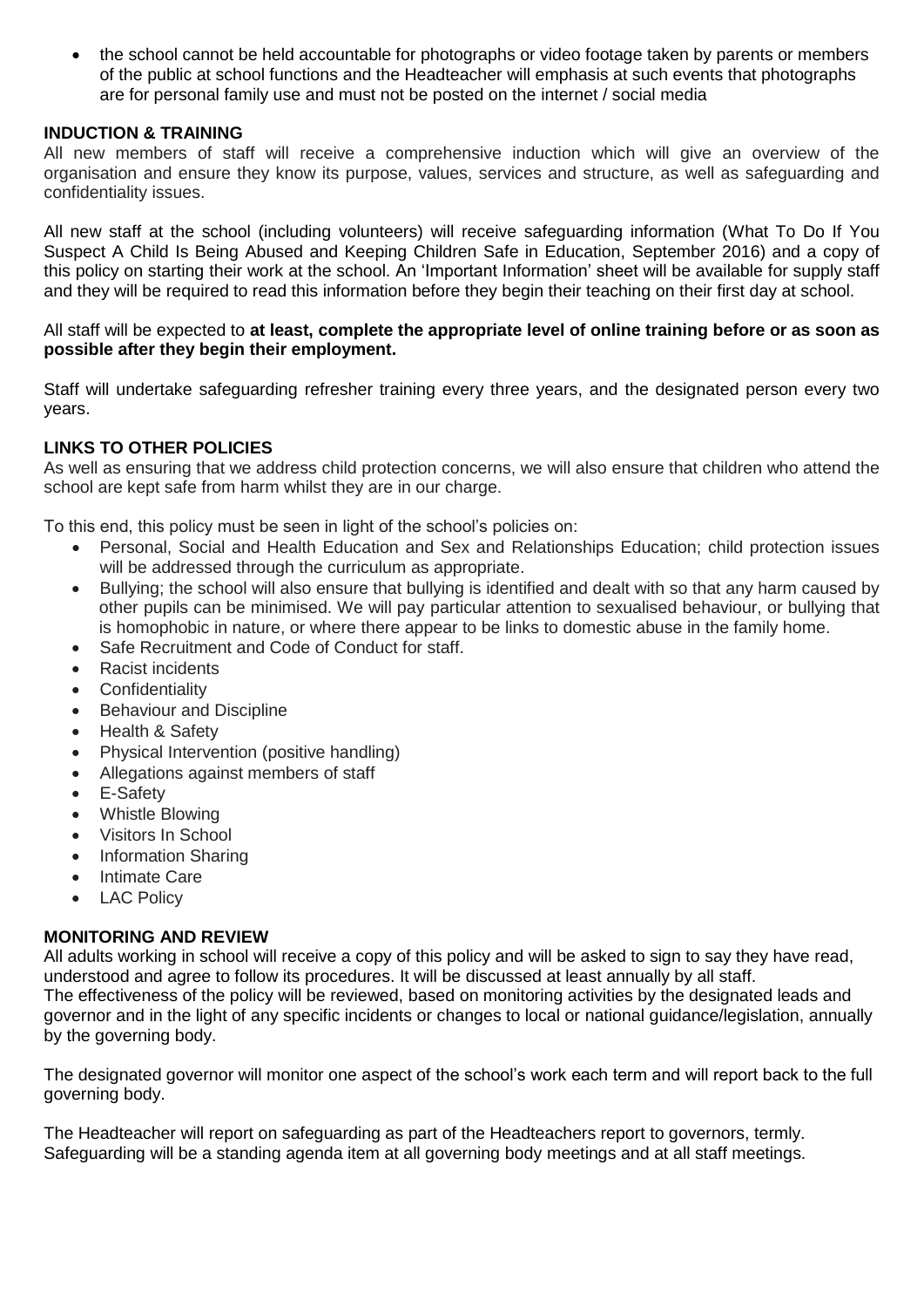- the school cannot be held accountable for photographs or video footage taken by parents or members of the public at school functions and the Headteacher will emphasis at such events that photographs are for personal family use and must not be posted on the internet / social media

**INDUCTION & TRAINING**

All new members of staff will receive a comprehensive induction which will give an overview of the organisation and ensure they know its purpose, values, services and structure, as well as safeguarding and confidentiality issues.

All new staff at the school (including volunteers) will receive safeguarding information (What To Do If You Suspect A Child Is Being Abused and Keeping Children Safe in Education, September 2016) and a copy of this policy on starting their work at the school. An 'Important Information' sheet will be available for supply staff and they will be required to read this information before they begin their teaching on their first day at school.

All staff will be expected to **at least, complete the appropriate level of online training before or as soon as possible after they begin their employment.**

Staff will undertake safeguarding refresher training every three years, and the designated person every two years.

**LINKS TO OTHER POLICIES**

As well as ensuring that we address child protection concerns, we will also ensure that children who attend the school are kept safe from harm whilst they are in our charge.

To this end, this policy must be seen in light of the school's policies on:

- Personal, Social and Health Education and Sex and Relationships Education; child protection issues will be addressed through the curriculum as appropriate.
- Bullying; the school will also ensure that bullying is identified and dealt with so that any harm caused by other pupils can be minimised. We will pay particular attention to sexualised behaviour, or bullying that is homophobic in nature, or where there appear to be links to domestic abuse in the family home.
- Safe Recruitment and Code of Conduct for staff.
- Racist incidents
- Confidentiality
- Behaviour and Discipline
- Health & Safety
- Physical Intervention (positive handling)
- Allegations against members of staff
- E-Safety
- Whistle Blowing
- Visitors In School
- Information Sharing
- Intimate Care
- LAC Policy

**MONITORING AND REVIEW**

All adults working in school will receive a copy of this policy and will be asked to sign to say they have read, understood and agree to follow its procedures. It will be discussed at least annually by all staff.
The effectiveness of the policy will be reviewed, based on monitoring activities by the designated leads and governor and in the light of any specific incidents or changes to local or national guidance/legislation, annually by the governing body.

The designated governor will monitor one aspect of the school's work each term and will report back to the full governing body.

The Headteacher will report on safeguarding as part of the Headteachers report to governors, termly.
Safeguarding will be a standing agenda item at all governing body meetings and at all staff meetings.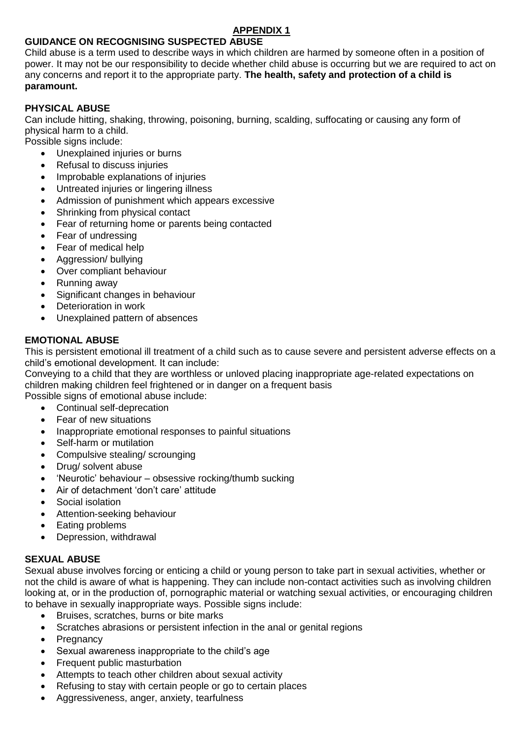## APPENDIX 1

### GUIDANCE ON RECOGNISING SUSPECTED ABUSE

Child abuse is a term used to describe ways in which children are harmed by someone often in a position of power. It may not be our responsibility to decide whether child abuse is occurring but we are required to act on any concerns and report it to the appropriate party. **The health, safety and protection of a child is paramount.**

### PHYSICAL ABUSE

Can include hitting, shaking, throwing, poisoning, burning, scalding, suffocating or causing any form of physical harm to a child.

Possible signs include:

- Unexplained injuries or burns
- Refusal to discuss injuries
- Improbable explanations of injuries
- Untreated injuries or lingering illness
- Admission of punishment which appears excessive
- Shrinking from physical contact
- Fear of returning home or parents being contacted
- Fear of undressing
- Fear of medical help
- Aggression/ bullying
- Over compliant behaviour
- Running away
- Significant changes in behaviour
- Deterioration in work
- Unexplained pattern of absences

### EMOTIONAL ABUSE

This is persistent emotional ill treatment of a child such as to cause severe and persistent adverse effects on a child's emotional development. It can include:

Conveying to a child that they are worthless or unloved placing inappropriate age-related expectations on children making children feel frightened or in danger on a frequent basis

Possible signs of emotional abuse include:

- Continual self-deprecation
- Fear of new situations
- Inappropriate emotional responses to painful situations
- Self-harm or mutilation
- Compulsive stealing/ scrounging
- Drug/ solvent abuse
- 'Neurotic' behaviour – obsessive rocking/thumb sucking
- Air of detachment 'don't care' attitude
- Social isolation
- Attention-seeking behaviour
- Eating problems
- Depression, withdrawal

### SEXUAL ABUSE

Sexual abuse involves forcing or enticing a child or young person to take part in sexual activities, whether or not the child is aware of what is happening. They can include non-contact activities such as involving children looking at, or in the production of, pornographic material or watching sexual activities, or encouraging children to behave in sexually inappropriate ways. Possible signs include:

- Bruises, scratches, burns or bite marks
- Scratches abrasions or persistent infection in the anal or genital regions
- Pregnancy
- Sexual awareness inappropriate to the child's age
- Frequent public masturbation
- Attempts to teach other children about sexual activity
- Refusing to stay with certain people or go to certain places
- Aggressiveness, anger, anxiety, tearfulness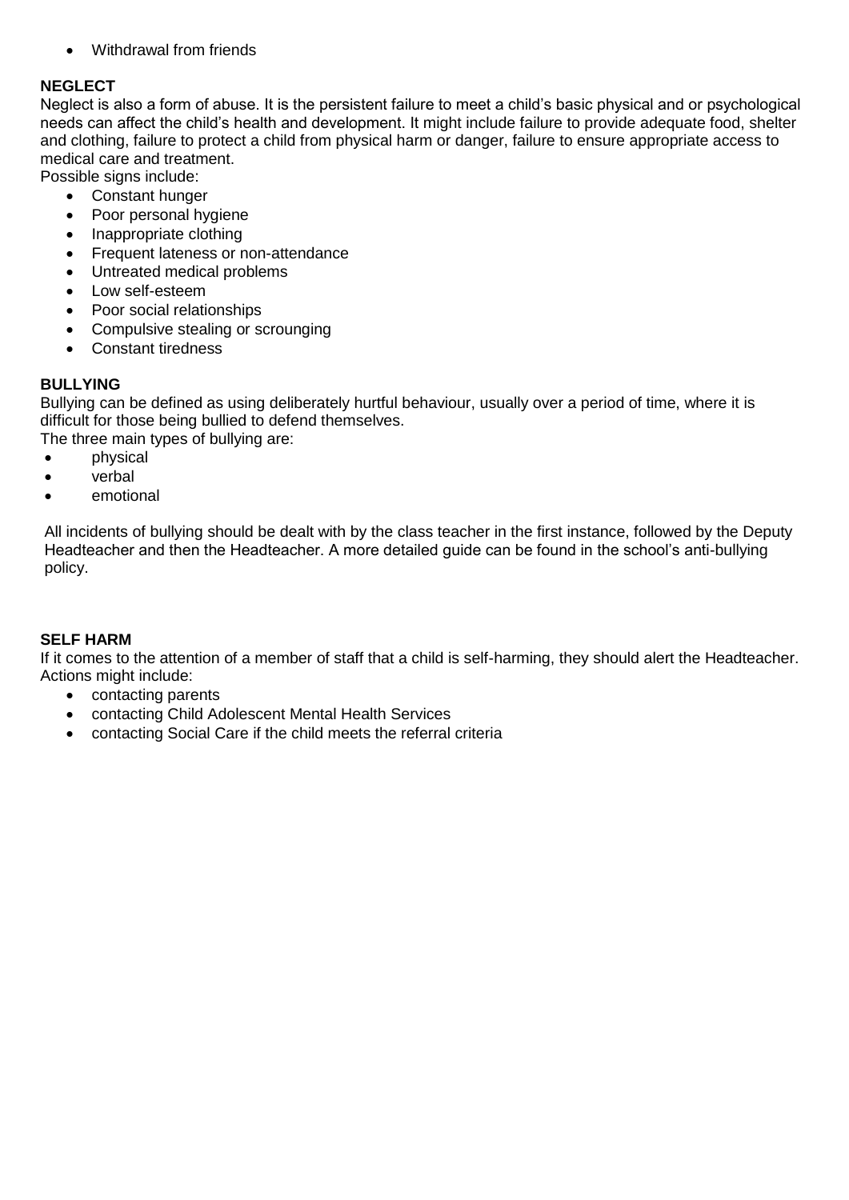- Withdrawal from friends

**NEGLECT**

Neglect is also a form of abuse. It is the persistent failure to meet a child's basic physical and or psychological needs can affect the child's health and development. It might include failure to provide adequate food, shelter and clothing, failure to protect a child from physical harm or danger, failure to ensure appropriate access to medical care and treatment.

Possible signs include:

- Constant hunger
- Poor personal hygiene
- Inappropriate clothing
- Frequent lateness or non-attendance
- Untreated medical problems
- Low self-esteem
- Poor social relationships
- Compulsive stealing or scrounging
- Constant tiredness

**BULLYING**

Bullying can be defined as using deliberately hurtful behaviour, usually over a period of time, where it is difficult for those being bullied to defend themselves.

The three main types of bullying are:

- physical
- verbal
- emotional

All incidents of bullying should be dealt with by the class teacher in the first instance, followed by the Deputy Headteacher and then the Headteacher. A more detailed guide can be found in the school's anti-bullying policy.

**SELF HARM**

If it comes to the attention of a member of staff that a child is self-harming, they should alert the Headteacher. Actions might include:

- contacting parents
- contacting Child Adolescent Mental Health Services
- contacting Social Care if the child meets the referral criteria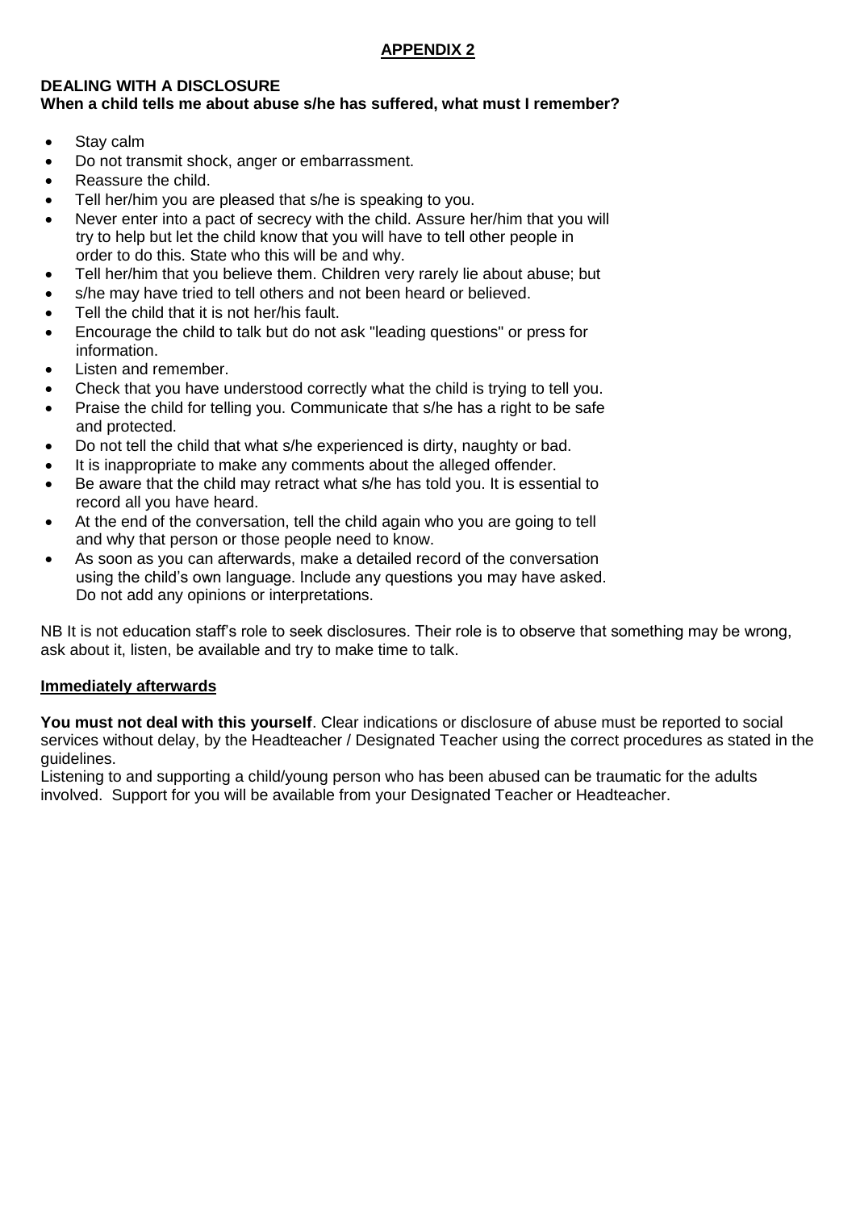## APPENDIX 2

**DEALING WITH A DISCLOSURE**
**When a child tells me about abuse s/he has suffered, what must I remember?**

- Stay calm
- Do not transmit shock, anger or embarrassment.
- Reassure the child.
- Tell her/him you are pleased that s/he is speaking to you.
- Never enter into a pact of secrecy with the child. Assure her/him that you will try to help but let the child know that you will have to tell other people in order to do this. State who this will be and why.
- Tell her/him that you believe them. Children very rarely lie about abuse; but
- s/he may have tried to tell others and not been heard or believed.
- Tell the child that it is not her/his fault.
- Encourage the child to talk but do not ask "leading questions" or press for information.
- Listen and remember.
- Check that you have understood correctly what the child is trying to tell you.
- Praise the child for telling you. Communicate that s/he has a right to be safe and protected.
- Do not tell the child that what s/he experienced is dirty, naughty or bad.
- It is inappropriate to make any comments about the alleged offender.
- Be aware that the child may retract what s/he has told you. It is essential to record all you have heard.
- At the end of the conversation, tell the child again who you are going to tell and why that person or those people need to know.
- As soon as you can afterwards, make a detailed record of the conversation using the child's own language. Include any questions you may have asked. Do not add any opinions or interpretations.

NB It is not education staff's role to seek disclosures. Their role is to observe that something may be wrong, ask about it, listen, be available and try to make time to talk.

### Immediately afterwards

**You must not deal with this yourself**. Clear indications or disclosure of abuse must be reported to social services without delay, by the Headteacher / Designated Teacher using the correct procedures as stated in the guidelines.

Listening to and supporting a child/young person who has been abused can be traumatic for the adults involved. Support for you will be available from your Designated Teacher or Headteacher.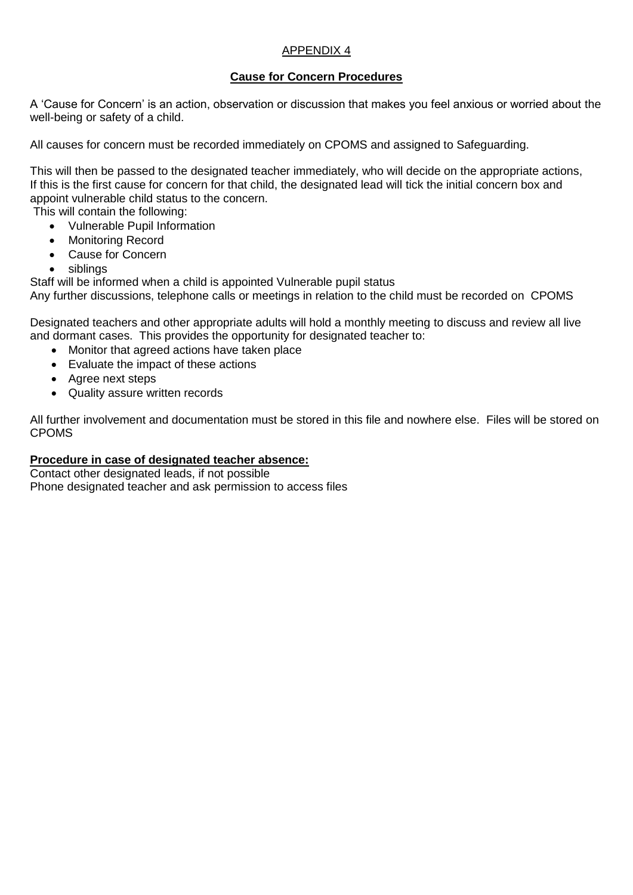APPENDIX 4

## Cause for Concern Procedures

A 'Cause for Concern' is an action, observation or discussion that makes you feel anxious or worried about the well-being or safety of a child.

All causes for concern must be recorded immediately on CPOMS and assigned to Safeguarding.

This will then be passed to the designated teacher immediately, who will decide on the appropriate actions, If this is the first cause for concern for that child, the designated lead will tick the initial concern box and appoint vulnerable child status to the concern.
This will contain the following:

- Vulnerable Pupil Information
- Monitoring Record
- Cause for Concern
- siblings

Staff will be informed when a child is appointed Vulnerable pupil status
Any further discussions, telephone calls or meetings in relation to the child must be recorded on CPOMS

Designated teachers and other appropriate adults will hold a monthly meeting to discuss and review all live and dormant cases. This provides the opportunity for designated teacher to:

- Monitor that agreed actions have taken place
- Evaluate the impact of these actions
- Agree next steps
- Quality assure written records

All further involvement and documentation must be stored in this file and nowhere else. Files will be stored on CPOMS

**Procedure in case of designated teacher absence:**

Contact other designated leads, if not possible
Phone designated teacher and ask permission to access files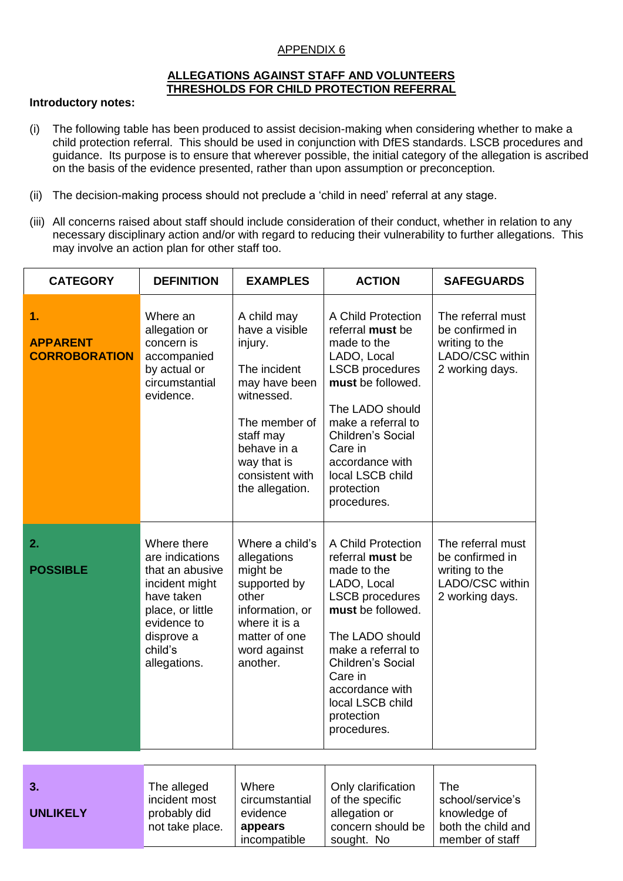APPENDIX 6

## ALLEGATIONS AGAINST STAFF AND VOLUNTEERS THRESHOLDS FOR CHILD PROTECTION REFERRAL

**Introductory notes:**

(i) The following table has been produced to assist decision-making when considering whether to make a child protection referral. This should be used in conjunction with DfES standards. LSCB procedures and guidance. Its purpose is to ensure that wherever possible, the initial category of the allegation is ascribed on the basis of the evidence presented, rather than upon assumption or preconception.

(ii) The decision-making process should not preclude a 'child in need' referral at any stage.

(iii) All concerns raised about staff should include consideration of their conduct, whether in relation to any necessary disciplinary action and/or with regard to reducing their vulnerability to further allegations. This may involve an action plan for other staff too.

| CATEGORY | DEFINITION | EXAMPLES | ACTION | SAFEGUARDS |
|---|---|---|---|---|
| **1. APPARENT CORROBORATION** | Where an allegation or concern is accompanied by actual or circumstantial evidence. | A child may have a visible injury.<br><br>The incident may have been witnessed.<br><br>The member of staff may behave in a way that is consistent with the allegation. | A Child Protection referral **must** be made to the LADO, Local LSCB procedures **must** be followed.<br><br>The LADO should make a referral to Children's Social Care in accordance with local LSCB child protection procedures. | The referral must be confirmed in writing to the LADO/CSC within 2 working days. |
| **2. POSSIBLE** | Where there are indications that an abusive incident might have taken place, or little evidence to disprove a child's allegations. | Where a child's allegations might be supported by other information, or where it is a matter of one word against another. | A Child Protection referral **must** be made to the LADO, Local LSCB procedures **must** be followed.<br><br>The LADO should make a referral to Children's Social Care in accordance with local LSCB child protection procedures. | The referral must be confirmed in writing to the LADO/CSC within 2 working days. |
| **3. UNLIKELY** | The alleged incident most probably did not take place. | Where circumstantial evidence **appears** incompatible | Only clarification of the specific allegation or concern should be sought. No | The school/service's knowledge of both the child and member of staff |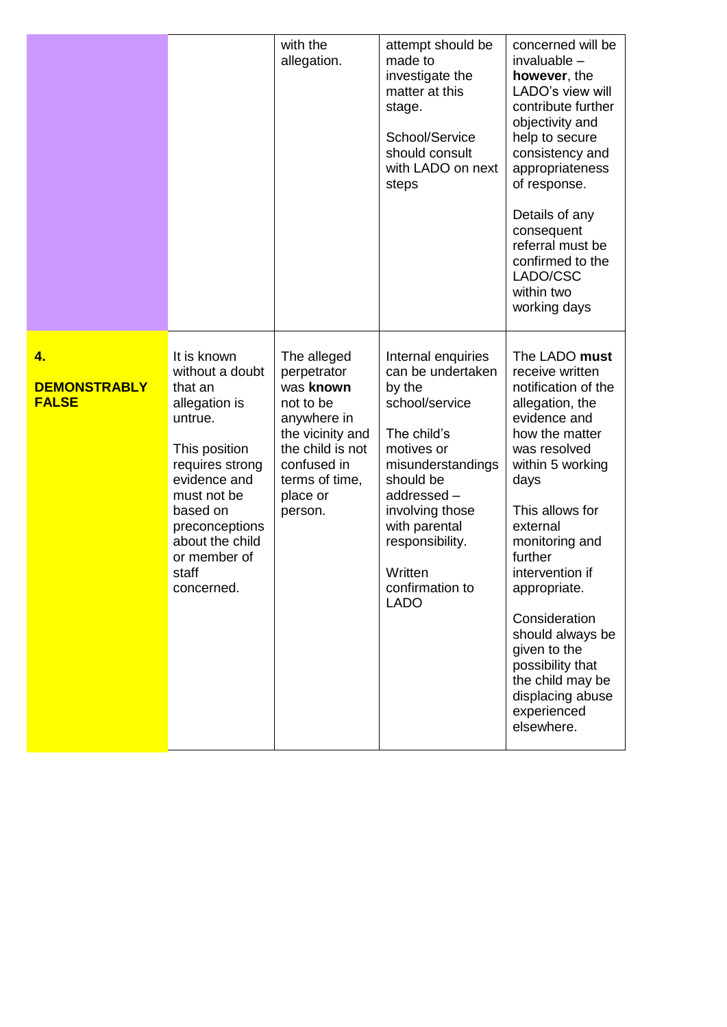| | | | | |
|---|---|---|---|---|
| | | with the allegation. | attempt should be made to investigate the matter at this stage.<br><br>School/Service should consult with LADO on next steps | concerned will be invaluable – **however**, the LADO's view will contribute further objectivity and help to secure consistency and appropriateness of response.<br><br>Details of any consequent referral must be confirmed to the LADO/CSC within two working days |
| **4.**<br><br>**DEMONSTRABLY FALSE** | It is known without a doubt that an allegation is untrue.<br><br>This position requires strong evidence and must not be based on preconceptions about the child or member of staff concerned. | The alleged perpetrator was **known** not to be anywhere in the vicinity and the child is not confused in terms of time, place or person. | Internal enquiries can be undertaken by the school/service<br><br>The child's motives or misunderstandings should be addressed – involving those with parental responsibility.<br><br>Written confirmation to LADO | The LADO **must** receive written notification of the allegation, the evidence and how the matter was resolved within 5 working days<br><br>This allows for external monitoring and further intervention if appropriate.<br><br>Consideration should always be given to the possibility that the child may be displacing abuse experienced elsewhere. |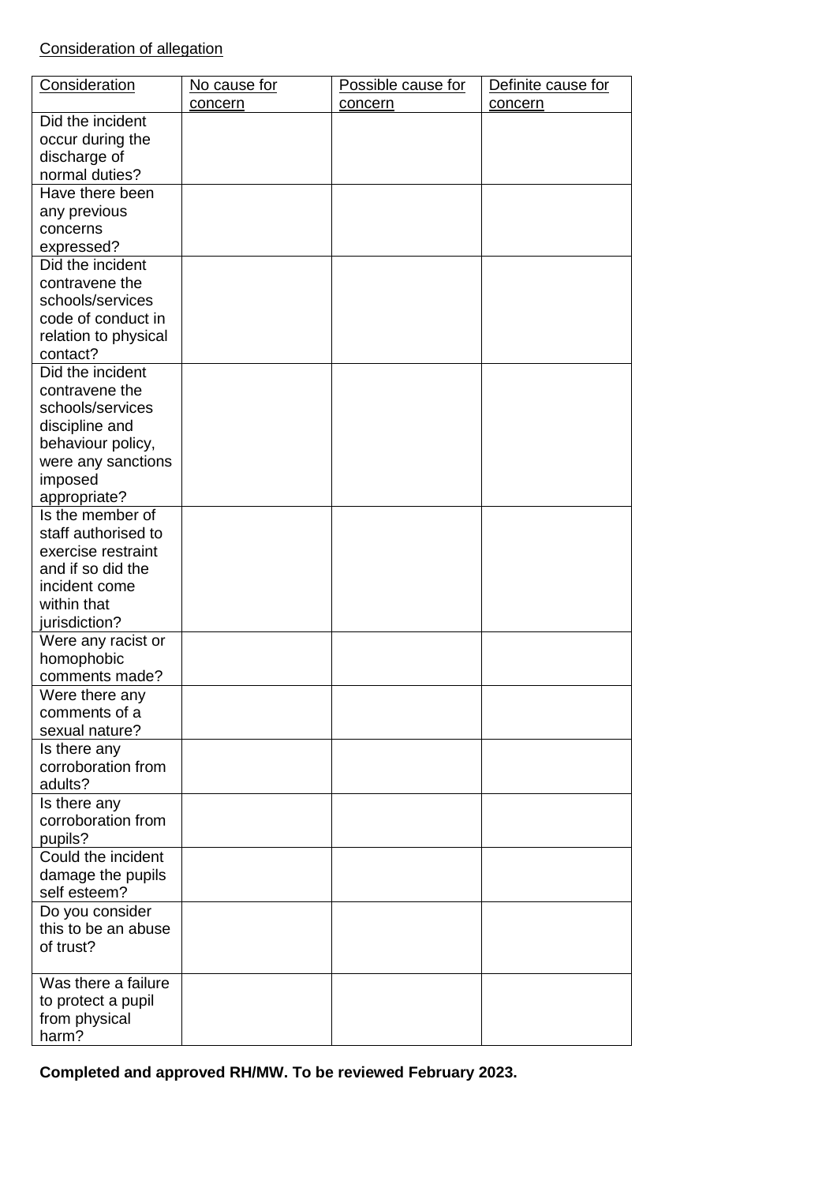<u>Consideration of allegation</u>

| Consideration | No cause for concern | Possible cause for concern | Definite cause for concern |
|---|---|---|---|
| Did the incident occur during the discharge of normal duties? | | | |
| Have there been any previous concerns expressed? | | | |
| Did the incident contravene the schools/services code of conduct in relation to physical contact? | | | |
| Did the incident contravene the schools/services discipline and behaviour policy, were any sanctions imposed appropriate? | | | |
| Is the member of staff authorised to exercise restraint and if so did the incident come within that jurisdiction? | | | |
| Were any racist or homophobic comments made? | | | |
| Were there any comments of a sexual nature? | | | |
| Is there any corroboration from adults? | | | |
| Is there any corroboration from pupils? | | | |
| Could the incident damage the pupils self esteem? | | | |
| Do you consider this to be an abuse of trust? | | | |
| Was there a failure to protect a pupil from physical harm? | | | |

**Completed and approved RH/MW. To be reviewed February 2023.**